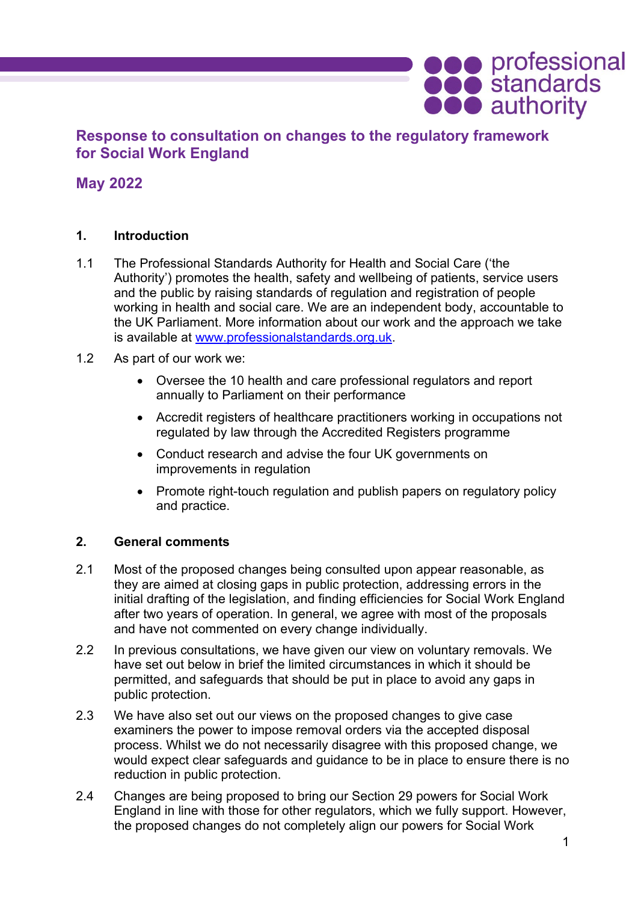# Response to consultation on changes to the regulatory framework for Social Work England

## May 2022

### 1. Introduction

1.1 The Professional Standards Authority for Health and Social Care ('the Authority') promotes the health, safety and wellbeing of patients, service users and the public by raising standards of regulation and registration of people working in health and social care. We are an independent body, accountable to the UK Parliament. More information about our work and the approach we take is available at [www.professionalstandards.org.uk](http://www.professionalstandards.org.uk).

1.2 As part of our work we:

- Oversee the 10 health and care professional regulators and report annually to Parliament on their performance
- Accredit registers of healthcare practitioners working in occupations not regulated by law through the Accredited Registers programme
- Conduct research and advise the four UK governments on improvements in regulation
- Promote right-touch regulation and publish papers on regulatory policy and practice.

### 2. General comments

2.1 Most of the proposed changes being consulted upon appear reasonable, as they are aimed at closing gaps in public protection, addressing errors in the initial drafting of the legislation, and finding efficiencies for Social Work England after two years of operation. In general, we agree with most of the proposals and have not commented on every change individually.

2.2 In previous consultations, we have given our view on voluntary removals. We have set out below in brief the limited circumstances in which it should be permitted, and safeguards that should be put in place to avoid any gaps in public protection.

2.3 We have also set out our views on the proposed changes to give case examiners the power to impose removal orders via the accepted disposal process. Whilst we do not necessarily disagree with this proposed change, we would expect clear safeguards and guidance to be in place to ensure there is no reduction in public protection.

2.4 Changes are being proposed to bring our Section 29 powers for Social Work England in line with those for other regulators, which we fully support. However, the proposed changes do not completely align our powers for Social Work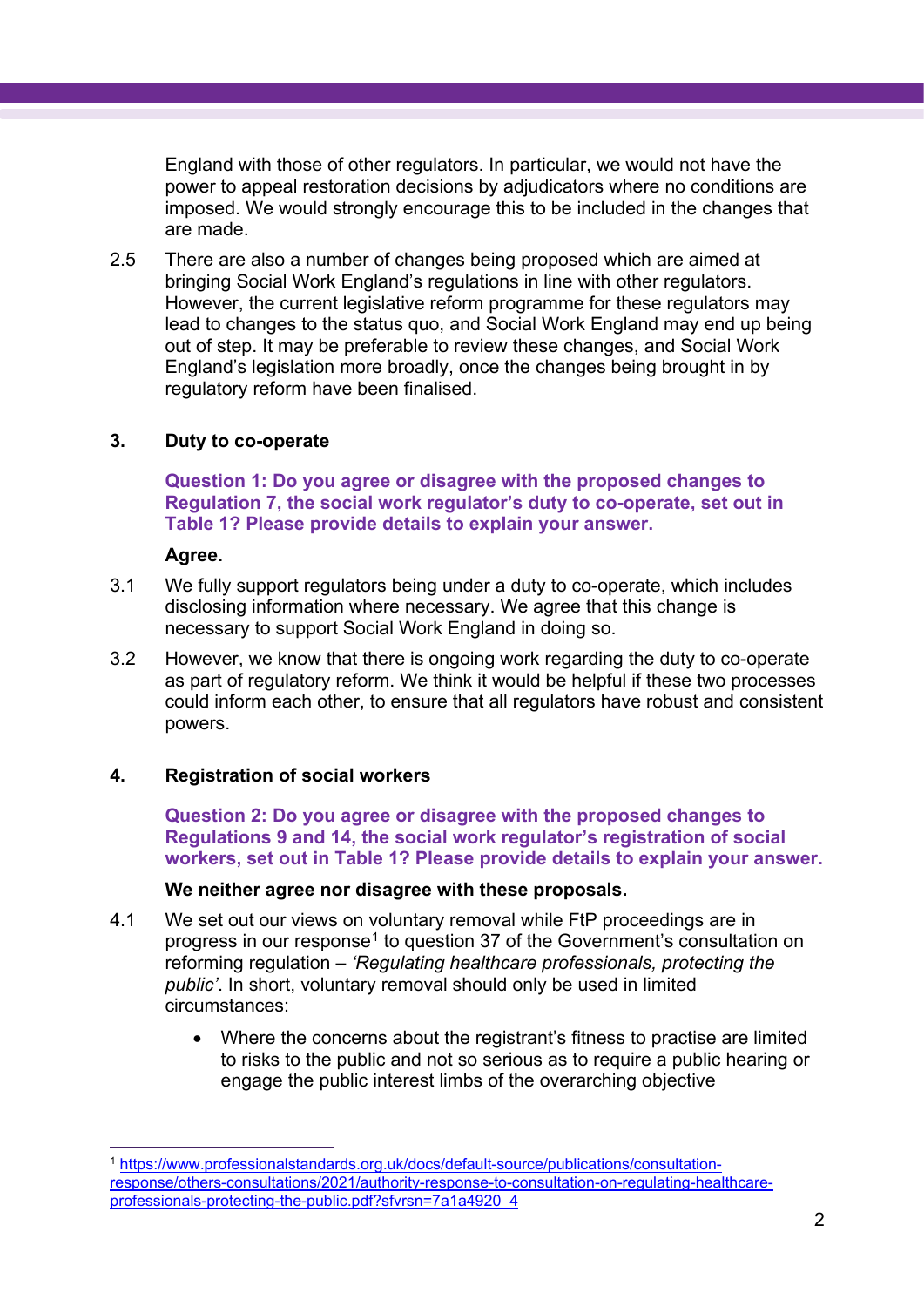England with those of other regulators. In particular, we would not have the power to appeal restoration decisions by adjudicators where no conditions are imposed. We would strongly encourage this to be included in the changes that are made.

2.5 There are also a number of changes being proposed which are aimed at bringing Social Work England's regulations in line with other regulators. However, the current legislative reform programme for these regulators may lead to changes to the status quo, and Social Work England may end up being out of step. It may be preferable to review these changes, and Social Work England's legislation more broadly, once the changes being brought in by regulatory reform have been finalised.

## 3. Duty to co-operate

**Question 1: Do you agree or disagree with the proposed changes to Regulation 7, the social work regulator's duty to co-operate, set out in Table 1? Please provide details to explain your answer.**

**Agree.**

3.1 We fully support regulators being under a duty to co-operate, which includes disclosing information where necessary. We agree that this change is necessary to support Social Work England in doing so.

3.2 However, we know that there is ongoing work regarding the duty to co-operate as part of regulatory reform. We think it would be helpful if these two processes could inform each other, to ensure that all regulators have robust and consistent powers.

## 4. Registration of social workers

**Question 2: Do you agree or disagree with the proposed changes to Regulations 9 and 14, the social work regulator's registration of social workers, set out in Table 1? Please provide details to explain your answer.**

**We neither agree nor disagree with these proposals.**

4.1 We set out our views on voluntary removal while FtP proceedings are in progress in our response[1] to question 37 of the Government's consultation on reforming regulation – *'Regulating healthcare professionals, protecting the public'*. In short, voluntary removal should only be used in limited circumstances:

- Where the concerns about the registrant's fitness to practise are limited to risks to the public and not so serious as to require a public hearing or engage the public interest limbs of the overarching objective

---

[1] https://www.professionalstandards.org.uk/docs/default-source/publications/consultation-response/others-consultations/2021/authority-response-to-consultation-on-regulating-healthcare-professionals-protecting-the-public.pdf?sfvrsn=7a1a4920_4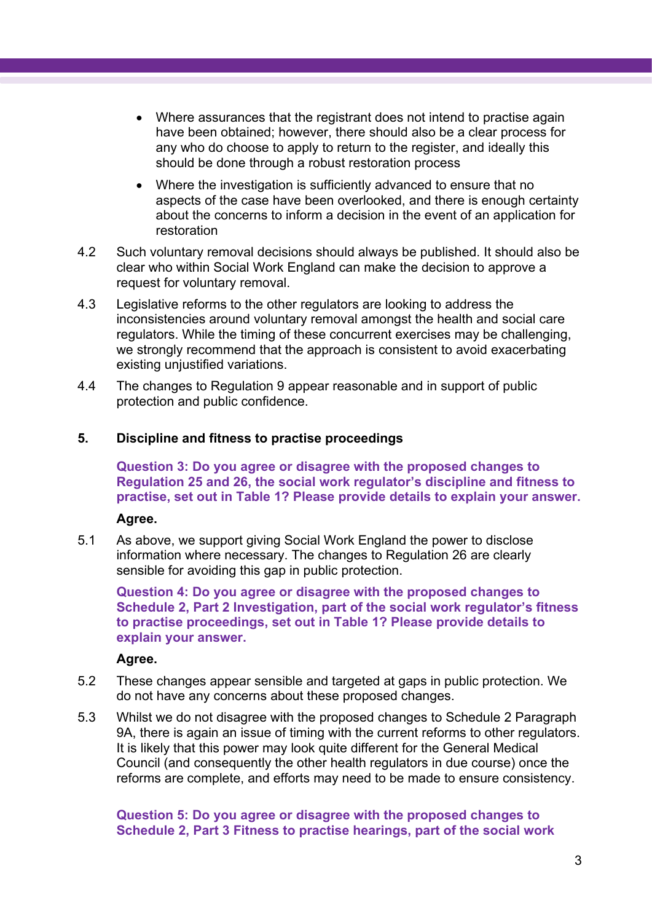- Where assurances that the registrant does not intend to practise again have been obtained; however, there should also be a clear process for any who do choose to apply to return to the register, and ideally this should be done through a robust restoration process
- Where the investigation is sufficiently advanced to ensure that no aspects of the case have been overlooked, and there is enough certainty about the concerns to inform a decision in the event of an application for restoration

4.2 Such voluntary removal decisions should always be published. It should also be clear who within Social Work England can make the decision to approve a request for voluntary removal.

4.3 Legislative reforms to the other regulators are looking to address the inconsistencies around voluntary removal amongst the health and social care regulators. While the timing of these concurrent exercises may be challenging, we strongly recommend that the approach is consistent to avoid exacerbating existing unjustified variations.

4.4 The changes to Regulation 9 appear reasonable and in support of public protection and public confidence.

## 5. Discipline and fitness to practise proceedings

**Question 3: Do you agree or disagree with the proposed changes to Regulation 25 and 26, the social work regulator's discipline and fitness to practise, set out in Table 1? Please provide details to explain your answer.**

**Agree.**

5.1 As above, we support giving Social Work England the power to disclose information where necessary. The changes to Regulation 26 are clearly sensible for avoiding this gap in public protection.

**Question 4: Do you agree or disagree with the proposed changes to Schedule 2, Part 2 Investigation, part of the social work regulator's fitness to practise proceedings, set out in Table 1? Please provide details to explain your answer.**

**Agree.**

5.2 These changes appear sensible and targeted at gaps in public protection. We do not have any concerns about these proposed changes.

5.3 Whilst we do not disagree with the proposed changes to Schedule 2 Paragraph 9A, there is again an issue of timing with the current reforms to other regulators. It is likely that this power may look quite different for the General Medical Council (and consequently the other health regulators in due course) once the reforms are complete, and efforts may need to be made to ensure consistency.

**Question 5: Do you agree or disagree with the proposed changes to Schedule 2, Part 3 Fitness to practise hearings, part of the social work**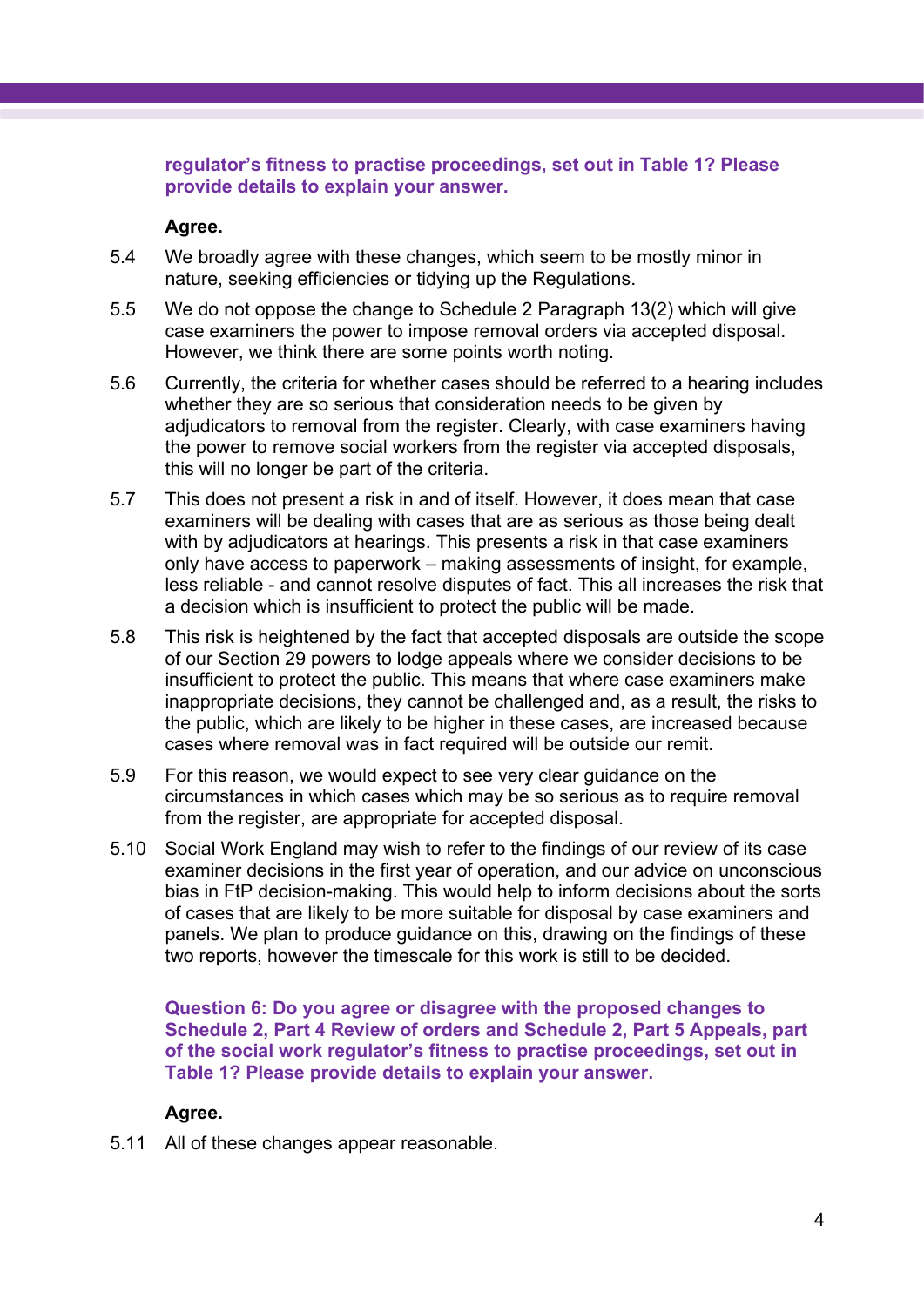**regulator's fitness to practise proceedings, set out in Table 1? Please provide details to explain your answer.**

**Agree.**

5.4 We broadly agree with these changes, which seem to be mostly minor in nature, seeking efficiencies or tidying up the Regulations.

5.5 We do not oppose the change to Schedule 2 Paragraph 13(2) which will give case examiners the power to impose removal orders via accepted disposal. However, we think there are some points worth noting.

5.6 Currently, the criteria for whether cases should be referred to a hearing includes whether they are so serious that consideration needs to be given by adjudicators to removal from the register. Clearly, with case examiners having the power to remove social workers from the register via accepted disposals, this will no longer be part of the criteria.

5.7 This does not present a risk in and of itself. However, it does mean that case examiners will be dealing with cases that are as serious as those being dealt with by adjudicators at hearings. This presents a risk in that case examiners only have access to paperwork – making assessments of insight, for example, less reliable - and cannot resolve disputes of fact. This all increases the risk that a decision which is insufficient to protect the public will be made.

5.8 This risk is heightened by the fact that accepted disposals are outside the scope of our Section 29 powers to lodge appeals where we consider decisions to be insufficient to protect the public. This means that where case examiners make inappropriate decisions, they cannot be challenged and, as a result, the risks to the public, which are likely to be higher in these cases, are increased because cases where removal was in fact required will be outside our remit.

5.9 For this reason, we would expect to see very clear guidance on the circumstances in which cases which may be so serious as to require removal from the register, are appropriate for accepted disposal.

5.10 Social Work England may wish to refer to the findings of our review of its case examiner decisions in the first year of operation, and our advice on unconscious bias in FtP decision-making. This would help to inform decisions about the sorts of cases that are likely to be more suitable for disposal by case examiners and panels. We plan to produce guidance on this, drawing on the findings of these two reports, however the timescale for this work is still to be decided.

**Question 6: Do you agree or disagree with the proposed changes to Schedule 2, Part 4 Review of orders and Schedule 2, Part 5 Appeals, part of the social work regulator's fitness to practise proceedings, set out in Table 1? Please provide details to explain your answer.**

**Agree.**

5.11 All of these changes appear reasonable.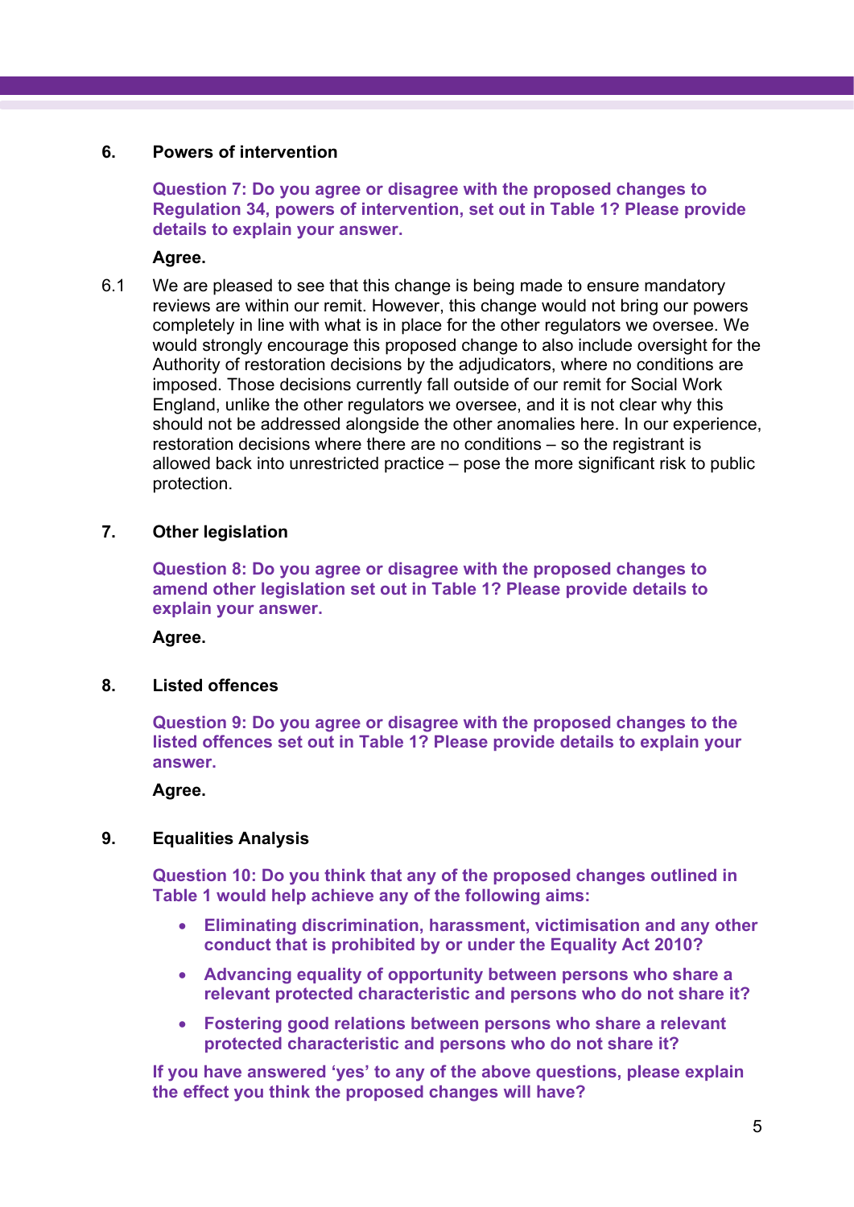## 6. Powers of intervention

**Question 7: Do you agree or disagree with the proposed changes to Regulation 34, powers of intervention, set out in Table 1? Please provide details to explain your answer.**

**Agree.**

6.1 We are pleased to see that this change is being made to ensure mandatory reviews are within our remit. However, this change would not bring our powers completely in line with what is in place for the other regulators we oversee. We would strongly encourage this proposed change to also include oversight for the Authority of restoration decisions by the adjudicators, where no conditions are imposed. Those decisions currently fall outside of our remit for Social Work England, unlike the other regulators we oversee, and it is not clear why this should not be addressed alongside the other anomalies here. In our experience, restoration decisions where there are no conditions – so the registrant is allowed back into unrestricted practice – pose the more significant risk to public protection.

## 7. Other legislation

**Question 8: Do you agree or disagree with the proposed changes to amend other legislation set out in Table 1? Please provide details to explain your answer.**

**Agree.**

## 8. Listed offences

**Question 9: Do you agree or disagree with the proposed changes to the listed offences set out in Table 1? Please provide details to explain your answer.**

**Agree.**

## 9. Equalities Analysis

**Question 10: Do you think that any of the proposed changes outlined in Table 1 would help achieve any of the following aims:**

- **Eliminating discrimination, harassment, victimisation and any other conduct that is prohibited by or under the Equality Act 2010?**
- **Advancing equality of opportunity between persons who share a relevant protected characteristic and persons who do not share it?**
- **Fostering good relations between persons who share a relevant protected characteristic and persons who do not share it?**

**If you have answered 'yes' to any of the above questions, please explain the effect you think the proposed changes will have?**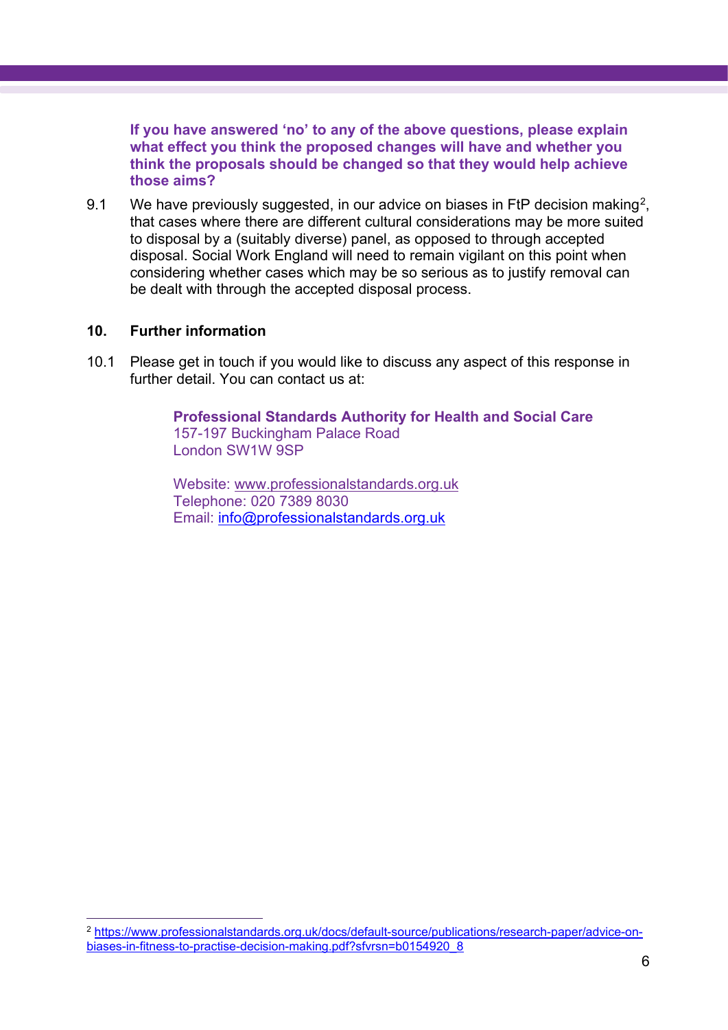**If you have answered 'no' to any of the above questions, please explain what effect you think the proposed changes will have and whether you think the proposals should be changed so that they would help achieve those aims?**

9.1 We have previously suggested, in our advice on biases in FtP decision making[2], that cases where there are different cultural considerations may be more suited to disposal by a (suitably diverse) panel, as opposed to through accepted disposal. Social Work England will need to remain vigilant on this point when considering whether cases which may be so serious as to justify removal can be dealt with through the accepted disposal process.

## 10. Further information

10.1 Please get in touch if you would like to discuss any aspect of this response in further detail. You can contact us at:

**Professional Standards Authority for Health and Social Care**
157-197 Buckingham Palace Road
London SW1W 9SP

Website: www.professionalstandards.org.uk
Telephone: 020 7389 8030
Email: info@professionalstandards.org.uk

[2] https://www.professionalstandards.org.uk/docs/default-source/publications/research-paper/advice-on-biases-in-fitness-to-practise-decision-making.pdf?sfvrsn=b0154920_8